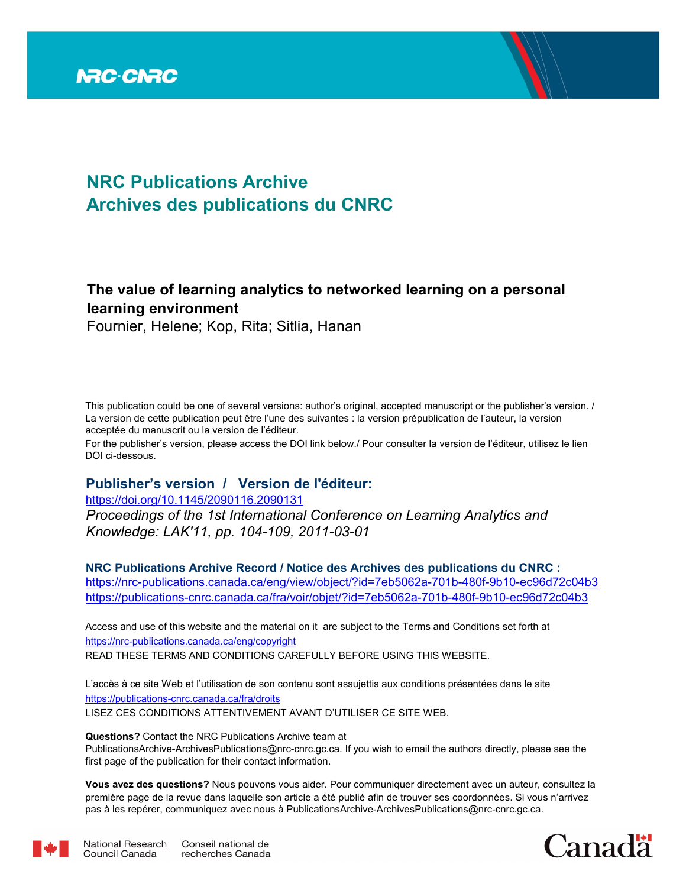NRC·CNRC

# NRC Publications Archive
# Archives des publications du CNRC

## The value of learning analytics to networked learning on a personal learning environment

Fournier, Helene; Kop, Rita; Sitlia, Hanan

This publication could be one of several versions: author's original, accepted manuscript or the publisher's version. / La version de cette publication peut être l'une des suivantes : la version prépublication de l'auteur, la version acceptée du manuscrit ou la version de l'éditeur.

For the publisher's version, please access the DOI link below./ Pour consulter la version de l'éditeur, utilisez le lien DOI ci-dessous.

### Publisher's version / Version de l'éditeur:

https://doi.org/10.1145/2090116.2090131

*Proceedings of the 1st International Conference on Learning Analytics and Knowledge: LAK'11, pp. 104-109, 2011-03-01*

**NRC Publications Archive Record / Notice des Archives des publications du CNRC :**

https://nrc-publications.canada.ca/eng/view/object/?id=7eb5062a-701b-480f-9b10-ec96d72c04b3
https://publications-cnrc.canada.ca/fra/voir/objet/?id=7eb5062a-701b-480f-9b10-ec96d72c04b3

Access and use of this website and the material on it are subject to the Terms and Conditions set forth at https://nrc-publications.canada.ca/eng/copyright
READ THESE TERMS AND CONDITIONS CAREFULLY BEFORE USING THIS WEBSITE.

L'accès à ce site Web et l'utilisation de son contenu sont assujettis aux conditions présentées dans le site https://publications-cnrc.canada.ca/fra/droits
LISEZ CES CONDITIONS ATTENTIVEMENT AVANT D'UTILISER CE SITE WEB.

**Questions?** Contact the NRC Publications Archive team at PublicationsArchive-ArchivesPublications@nrc-cnrc.gc.ca. If you wish to email the authors directly, please see the first page of the publication for their contact information.

**Vous avez des questions?** Nous pouvons vous aider. Pour communiquer directement avec un auteur, consultez la première page de la revue dans laquelle son article a été publié afin de trouver ses coordonnées. Si vous n'arrivez pas à les repérer, communiquez avec nous à PublicationsArchive-ArchivesPublications@nrc-cnrc.gc.ca.

National Research Council Canada | Conseil national de recherches Canada

Canada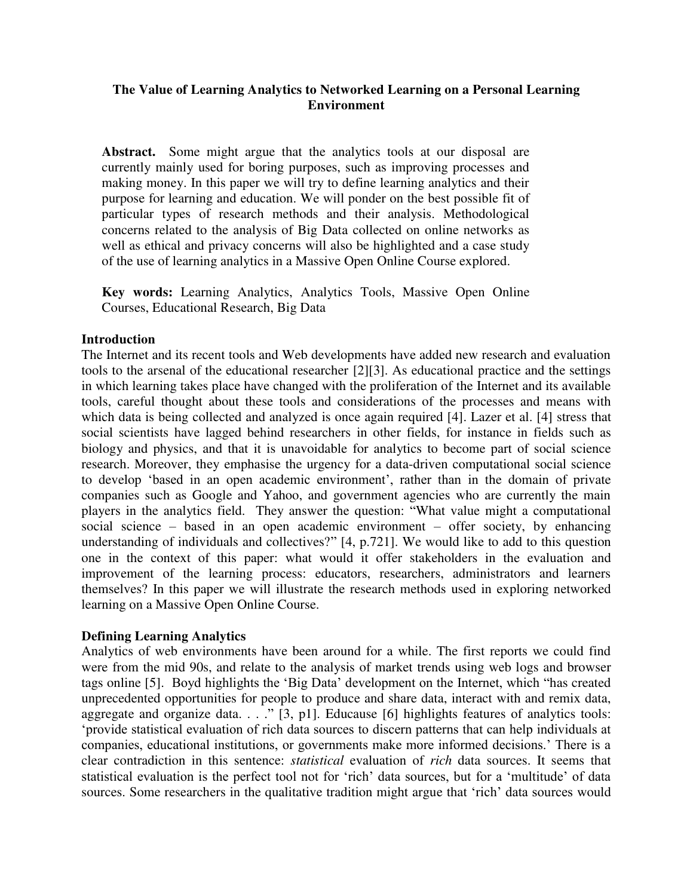# The Value of Learning Analytics to Networked Learning on a Personal Learning Environment

**Abstract.** Some might argue that the analytics tools at our disposal are currently mainly used for boring purposes, such as improving processes and making money. In this paper we will try to define learning analytics and their purpose for learning and education. We will ponder on the best possible fit of particular types of research methods and their analysis. Methodological concerns related to the analysis of Big Data collected on online networks as well as ethical and privacy concerns will also be highlighted and a case study of the use of learning analytics in a Massive Open Online Course explored.

**Key words:** Learning Analytics, Analytics Tools, Massive Open Online Courses, Educational Research, Big Data

## Introduction

The Internet and its recent tools and Web developments have added new research and evaluation tools to the arsenal of the educational researcher [2][3]. As educational practice and the settings in which learning takes place have changed with the proliferation of the Internet and its available tools, careful thought about these tools and considerations of the processes and means with which data is being collected and analyzed is once again required [4]. Lazer et al. [4] stress that social scientists have lagged behind researchers in other fields, for instance in fields such as biology and physics, and that it is unavoidable for analytics to become part of social science research. Moreover, they emphasise the urgency for a data-driven computational social science to develop 'based in an open academic environment', rather than in the domain of private companies such as Google and Yahoo, and government agencies who are currently the main players in the analytics field. They answer the question: "What value might a computational social science – based in an open academic environment – offer society, by enhancing understanding of individuals and collectives?" [4, p.721]. We would like to add to this question one in the context of this paper: what would it offer stakeholders in the evaluation and improvement of the learning process: educators, researchers, administrators and learners themselves? In this paper we will illustrate the research methods used in exploring networked learning on a Massive Open Online Course.

## Defining Learning Analytics

Analytics of web environments have been around for a while. The first reports we could find were from the mid 90s, and relate to the analysis of market trends using web logs and browser tags online [5]. Boyd highlights the 'Big Data' development on the Internet, which "has created unprecedented opportunities for people to produce and share data, interact with and remix data, aggregate and organize data. . . ." [3, p1]. Educause [6] highlights features of analytics tools: 'provide statistical evaluation of rich data sources to discern patterns that can help individuals at companies, educational institutions, or governments make more informed decisions.' There is a clear contradiction in this sentence: *statistical* evaluation of *rich* data sources. It seems that statistical evaluation is the perfect tool not for 'rich' data sources, but for a 'multitude' of data sources. Some researchers in the qualitative tradition might argue that 'rich' data sources would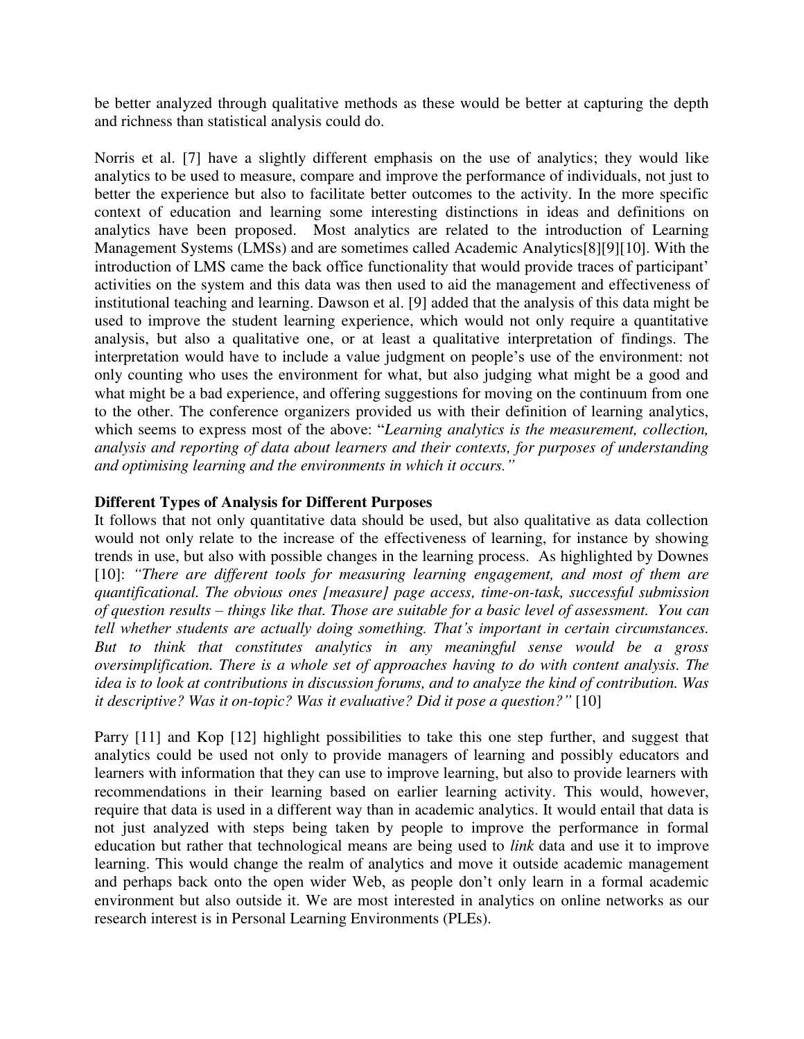be better analyzed through qualitative methods as these would be better at capturing the depth and richness than statistical analysis could do.

Norris et al. [7] have a slightly different emphasis on the use of analytics; they would like analytics to be used to measure, compare and improve the performance of individuals, not just to better the experience but also to facilitate better outcomes to the activity. In the more specific context of education and learning some interesting distinctions in ideas and definitions on analytics have been proposed. Most analytics are related to the introduction of Learning Management Systems (LMSs) and are sometimes called Academic Analytics[8][9][10]. With the introduction of LMS came the back office functionality that would provide traces of participant' activities on the system and this data was then used to aid the management and effectiveness of institutional teaching and learning. Dawson et al. [9] added that the analysis of this data might be used to improve the student learning experience, which would not only require a quantitative analysis, but also a qualitative one, or at least a qualitative interpretation of findings. The interpretation would have to include a value judgment on people's use of the environment: not only counting who uses the environment for what, but also judging what might be a good and what might be a bad experience, and offering suggestions for moving on the continuum from one to the other. The conference organizers provided us with their definition of learning analytics, which seems to express most of the above: "*Learning analytics is the measurement, collection, analysis and reporting of data about learners and their contexts, for purposes of understanding and optimising learning and the environments in which it occurs."*

**Different Types of Analysis for Different Purposes**

It follows that not only quantitative data should be used, but also qualitative as data collection would not only relate to the increase of the effectiveness of learning, for instance by showing trends in use, but also with possible changes in the learning process. As highlighted by Downes [10]: *"There are different tools for measuring learning engagement, and most of them are quantificational. The obvious ones [measure] page access, time-on-task, successful submission of question results – things like that. Those are suitable for a basic level of assessment. You can tell whether students are actually doing something. That's important in certain circumstances. But to think that constitutes analytics in any meaningful sense would be a gross oversimplification. There is a whole set of approaches having to do with content analysis. The idea is to look at contributions in discussion forums, and to analyze the kind of contribution. Was it descriptive? Was it on-topic? Was it evaluative? Did it pose a question?"* [10]

Parry [11] and Kop [12] highlight possibilities to take this one step further, and suggest that analytics could be used not only to provide managers of learning and possibly educators and learners with information that they can use to improve learning, but also to provide learners with recommendations in their learning based on earlier learning activity. This would, however, require that data is used in a different way than in academic analytics. It would entail that data is not just analyzed with steps being taken by people to improve the performance in formal education but rather that technological means are being used to *link* data and use it to improve learning. This would change the realm of analytics and move it outside academic management and perhaps back onto the open wider Web, as people don't only learn in a formal academic environment but also outside it. We are most interested in analytics on online networks as our research interest is in Personal Learning Environments (PLEs).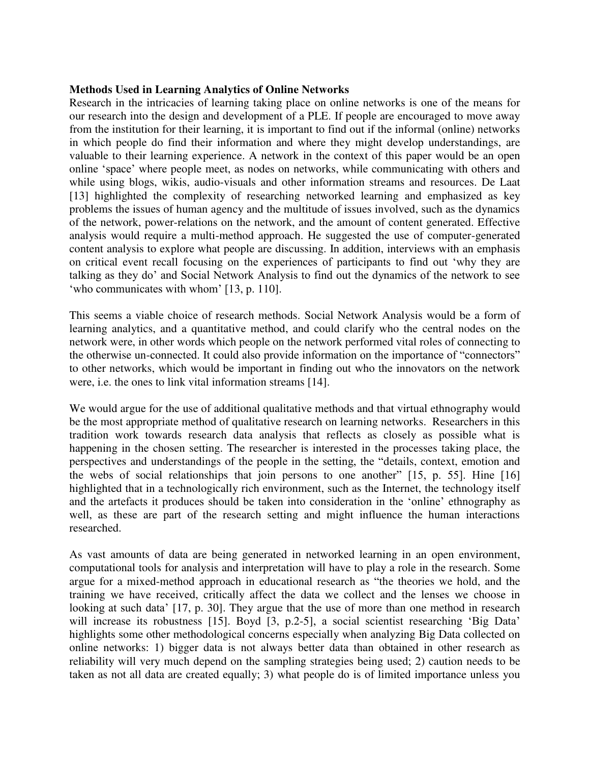**Methods Used in Learning Analytics of Online Networks**

Research in the intricacies of learning taking place on online networks is one of the means for our research into the design and development of a PLE. If people are encouraged to move away from the institution for their learning, it is important to find out if the informal (online) networks in which people do find their information and where they might develop understandings, are valuable to their learning experience. A network in the context of this paper would be an open online 'space' where people meet, as nodes on networks, while communicating with others and while using blogs, wikis, audio-visuals and other information streams and resources. De Laat [13] highlighted the complexity of researching networked learning and emphasized as key problems the issues of human agency and the multitude of issues involved, such as the dynamics of the network, power-relations on the network, and the amount of content generated. Effective analysis would require a multi-method approach. He suggested the use of computer-generated content analysis to explore what people are discussing. In addition, interviews with an emphasis on critical event recall focusing on the experiences of participants to find out 'why they are talking as they do' and Social Network Analysis to find out the dynamics of the network to see 'who communicates with whom' [13, p. 110].

This seems a viable choice of research methods. Social Network Analysis would be a form of learning analytics, and a quantitative method, and could clarify who the central nodes on the network were, in other words which people on the network performed vital roles of connecting to the otherwise un-connected. It could also provide information on the importance of "connectors" to other networks, which would be important in finding out who the innovators on the network were, i.e. the ones to link vital information streams [14].

We would argue for the use of additional qualitative methods and that virtual ethnography would be the most appropriate method of qualitative research on learning networks. Researchers in this tradition work towards research data analysis that reflects as closely as possible what is happening in the chosen setting. The researcher is interested in the processes taking place, the perspectives and understandings of the people in the setting, the "details, context, emotion and the webs of social relationships that join persons to one another" [15, p. 55]. Hine [16] highlighted that in a technologically rich environment, such as the Internet, the technology itself and the artefacts it produces should be taken into consideration in the 'online' ethnography as well, as these are part of the research setting and might influence the human interactions researched.

As vast amounts of data are being generated in networked learning in an open environment, computational tools for analysis and interpretation will have to play a role in the research. Some argue for a mixed-method approach in educational research as "the theories we hold, and the training we have received, critically affect the data we collect and the lenses we choose in looking at such data' [17, p. 30]. They argue that the use of more than one method in research will increase its robustness [15]. Boyd [3, p.2-5], a social scientist researching 'Big Data' highlights some other methodological concerns especially when analyzing Big Data collected on online networks: 1) bigger data is not always better data than obtained in other research as reliability will very much depend on the sampling strategies being used; 2) caution needs to be taken as not all data are created equally; 3) what people do is of limited importance unless you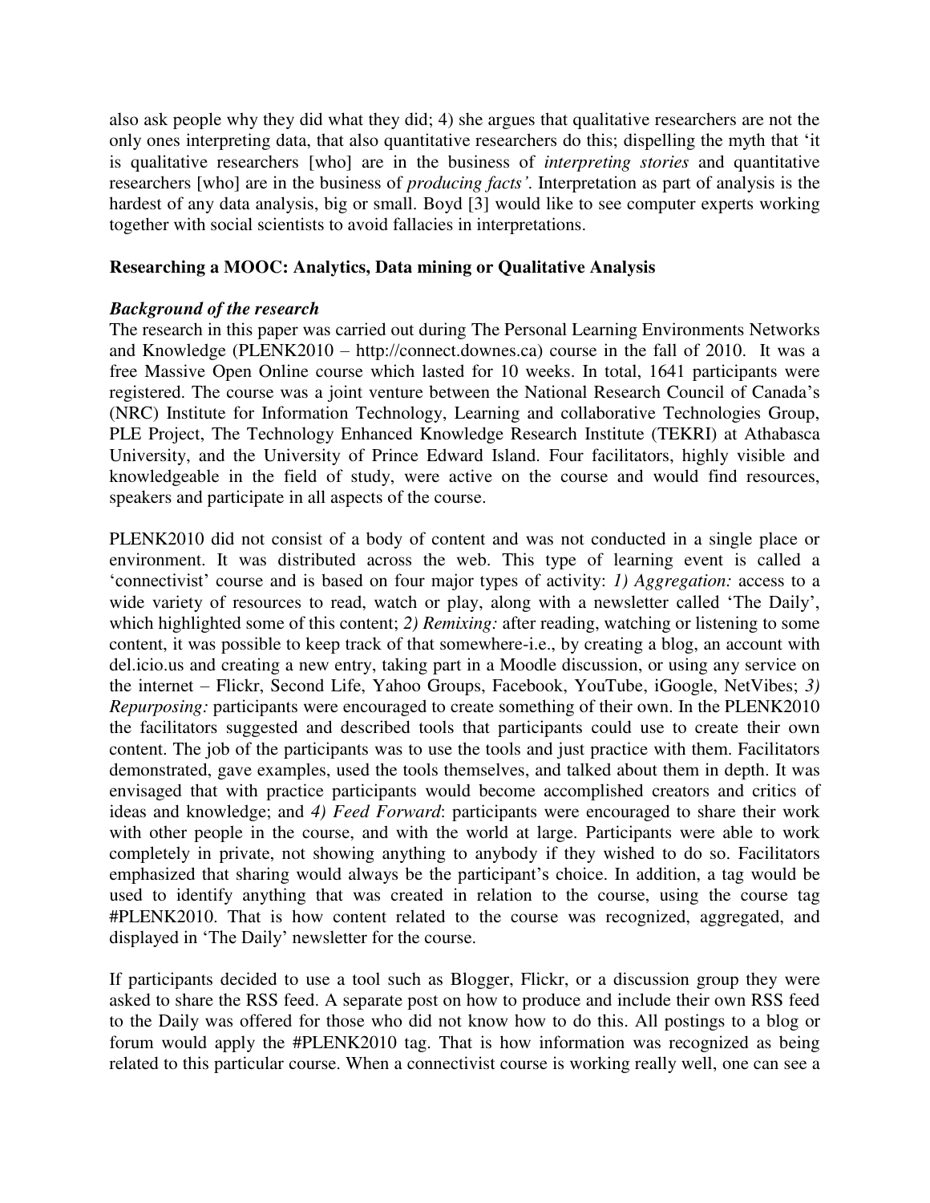also ask people why they did what they did; 4) she argues that qualitative researchers are not the only ones interpreting data, that also quantitative researchers do this; dispelling the myth that 'it is qualitative researchers [who] are in the business of *interpreting stories* and quantitative researchers [who] are in the business of *producing facts'*. Interpretation as part of analysis is the hardest of any data analysis, big or small. Boyd [3] would like to see computer experts working together with social scientists to avoid fallacies in interpretations.

**Researching a MOOC: Analytics, Data mining or Qualitative Analysis**

***Background of the research***

The research in this paper was carried out during The Personal Learning Environments Networks and Knowledge (PLENK2010 – http://connect.downes.ca) course in the fall of 2010. It was a free Massive Open Online course which lasted for 10 weeks. In total, 1641 participants were registered. The course was a joint venture between the National Research Council of Canada's (NRC) Institute for Information Technology, Learning and collaborative Technologies Group, PLE Project, The Technology Enhanced Knowledge Research Institute (TEKRI) at Athabasca University, and the University of Prince Edward Island. Four facilitators, highly visible and knowledgeable in the field of study, were active on the course and would find resources, speakers and participate in all aspects of the course.

PLENK2010 did not consist of a body of content and was not conducted in a single place or environment. It was distributed across the web. This type of learning event is called a 'connectivist' course and is based on four major types of activity: *1) Aggregation:* access to a wide variety of resources to read, watch or play, along with a newsletter called 'The Daily', which highlighted some of this content; *2) Remixing:* after reading, watching or listening to some content, it was possible to keep track of that somewhere-i.e., by creating a blog, an account with del.icio.us and creating a new entry, taking part in a Moodle discussion, or using any service on the internet – Flickr, Second Life, Yahoo Groups, Facebook, YouTube, iGoogle, NetVibes; *3) Repurposing:* participants were encouraged to create something of their own. In the PLENK2010 the facilitators suggested and described tools that participants could use to create their own content. The job of the participants was to use the tools and just practice with them. Facilitators demonstrated, gave examples, used the tools themselves, and talked about them in depth. It was envisaged that with practice participants would become accomplished creators and critics of ideas and knowledge; and *4) Feed Forward*: participants were encouraged to share their work with other people in the course, and with the world at large. Participants were able to work completely in private, not showing anything to anybody if they wished to do so. Facilitators emphasized that sharing would always be the participant's choice. In addition, a tag would be used to identify anything that was created in relation to the course, using the course tag #PLENK2010. That is how content related to the course was recognized, aggregated, and displayed in 'The Daily' newsletter for the course.

If participants decided to use a tool such as Blogger, Flickr, or a discussion group they were asked to share the RSS feed. A separate post on how to produce and include their own RSS feed to the Daily was offered for those who did not know how to do this. All postings to a blog or forum would apply the #PLENK2010 tag. That is how information was recognized as being related to this particular course. When a connectivist course is working really well, one can see a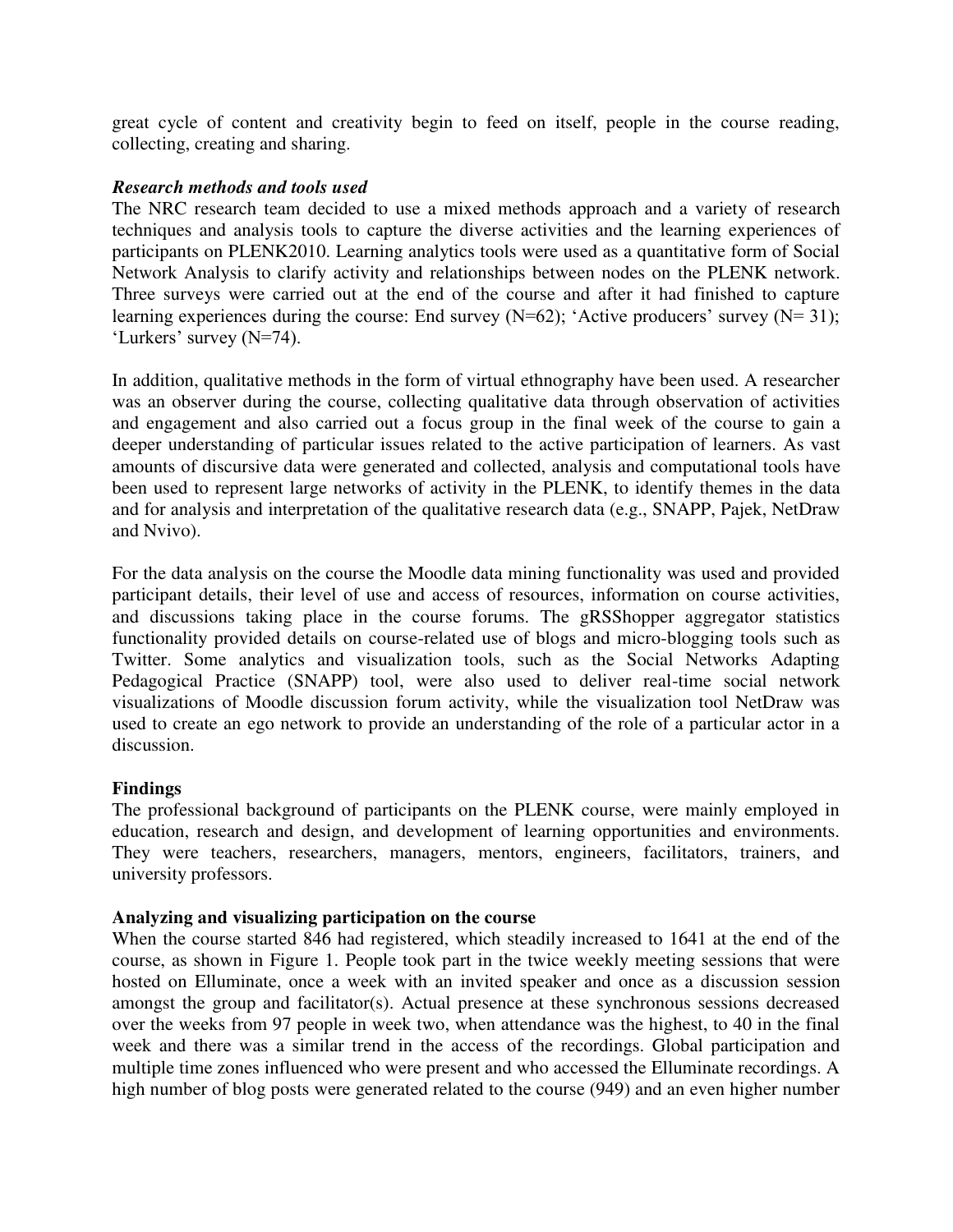great cycle of content and creativity begin to feed on itself, people in the course reading, collecting, creating and sharing.

***Research methods and tools used***

The NRC research team decided to use a mixed methods approach and a variety of research techniques and analysis tools to capture the diverse activities and the learning experiences of participants on PLENK2010. Learning analytics tools were used as a quantitative form of Social Network Analysis to clarify activity and relationships between nodes on the PLENK network. Three surveys were carried out at the end of the course and after it had finished to capture learning experiences during the course: End survey (N=62); 'Active producers' survey (N= 31); 'Lurkers' survey (N=74).

In addition, qualitative methods in the form of virtual ethnography have been used. A researcher was an observer during the course, collecting qualitative data through observation of activities and engagement and also carried out a focus group in the final week of the course to gain a deeper understanding of particular issues related to the active participation of learners. As vast amounts of discursive data were generated and collected, analysis and computational tools have been used to represent large networks of activity in the PLENK, to identify themes in the data and for analysis and interpretation of the qualitative research data (e.g., SNAPP, Pajek, NetDraw and Nvivo).

For the data analysis on the course the Moodle data mining functionality was used and provided participant details, their level of use and access of resources, information on course activities, and discussions taking place in the course forums. The gRSShopper aggregator statistics functionality provided details on course-related use of blogs and micro-blogging tools such as Twitter. Some analytics and visualization tools, such as the Social Networks Adapting Pedagogical Practice (SNAPP) tool, were also used to deliver real-time social network visualizations of Moodle discussion forum activity, while the visualization tool NetDraw was used to create an ego network to provide an understanding of the role of a particular actor in a discussion.

**Findings**

The professional background of participants on the PLENK course, were mainly employed in education, research and design, and development of learning opportunities and environments. They were teachers, researchers, managers, mentors, engineers, facilitators, trainers, and university professors.

**Analyzing and visualizing participation on the course**

When the course started 846 had registered, which steadily increased to 1641 at the end of the course, as shown in Figure 1. People took part in the twice weekly meeting sessions that were hosted on Elluminate, once a week with an invited speaker and once as a discussion session amongst the group and facilitator(s). Actual presence at these synchronous sessions decreased over the weeks from 97 people in week two, when attendance was the highest, to 40 in the final week and there was a similar trend in the access of the recordings. Global participation and multiple time zones influenced who were present and who accessed the Elluminate recordings. A high number of blog posts were generated related to the course (949) and an even higher number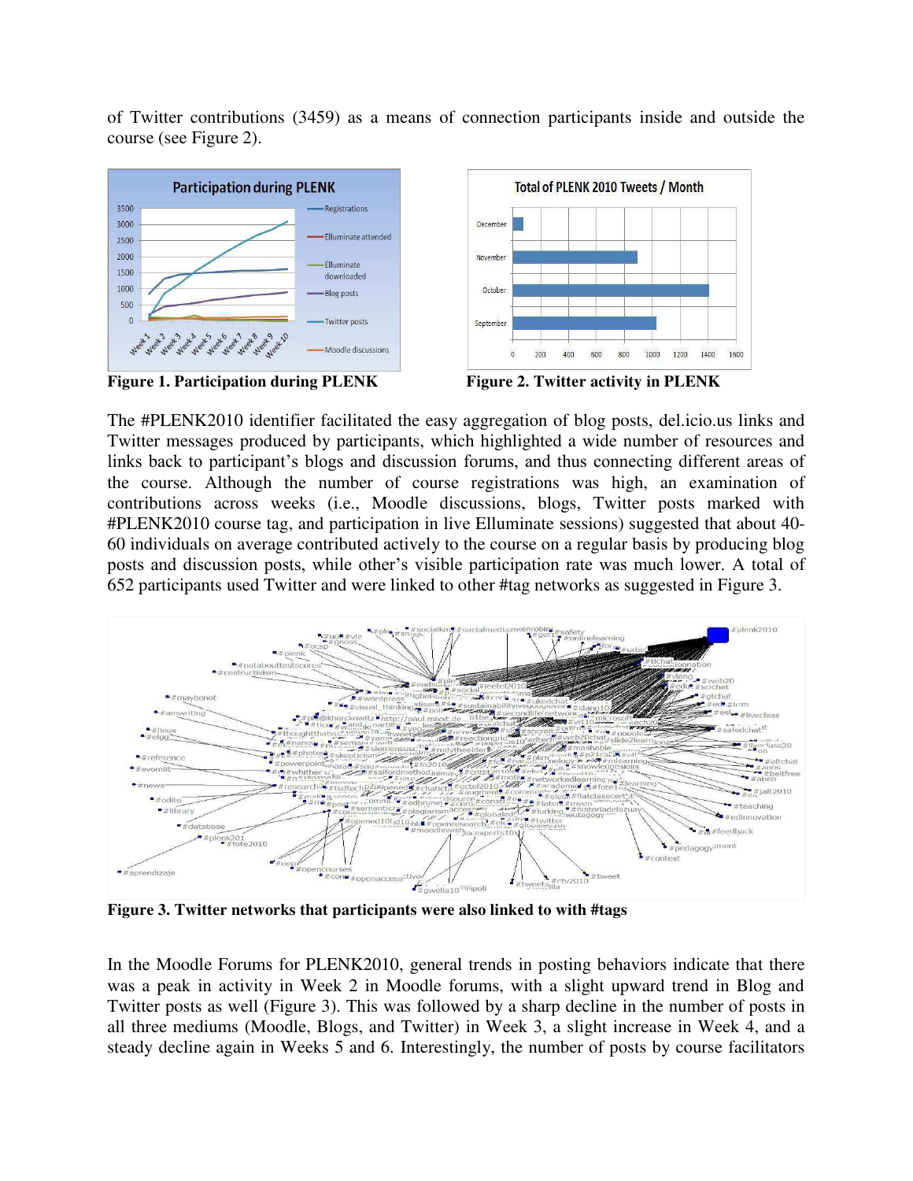of Twitter contributions (3459) as a means of connection participants inside and outside the course (see Figure 2).

**Figure 1. Participation during PLENK**

**Figure 2. Twitter activity in PLENK**

The #PLENK2010 identifier facilitated the easy aggregation of blog posts, del.icio.us links and Twitter messages produced by participants, which highlighted a wide number of resources and links back to participant's blogs and discussion forums, and thus connecting different areas of the course. Although the number of course registrations was high, an examination of contributions across weeks (i.e., Moodle discussions, blogs, Twitter posts marked with #PLENK2010 course tag, and participation in live Elluminate sessions) suggested that about 40-60 individuals on average contributed actively to the course on a regular basis by producing blog posts and discussion posts, while other's visible participation rate was much lower. A total of 652 participants used Twitter and were linked to other #tag networks as suggested in Figure 3.

**Figure 3. Twitter networks that participants were also linked to with #tags**

In the Moodle Forums for PLENK2010, general trends in posting behaviors indicate that there was a peak in activity in Week 2 in Moodle forums, with a slight upward trend in Blog and Twitter posts as well (Figure 3). This was followed by a sharp decline in the number of posts in all three mediums (Moodle, Blogs, and Twitter) in Week 3, a slight increase in Week 4, and a steady decline again in Weeks 5 and 6. Interestingly, the number of posts by course facilitators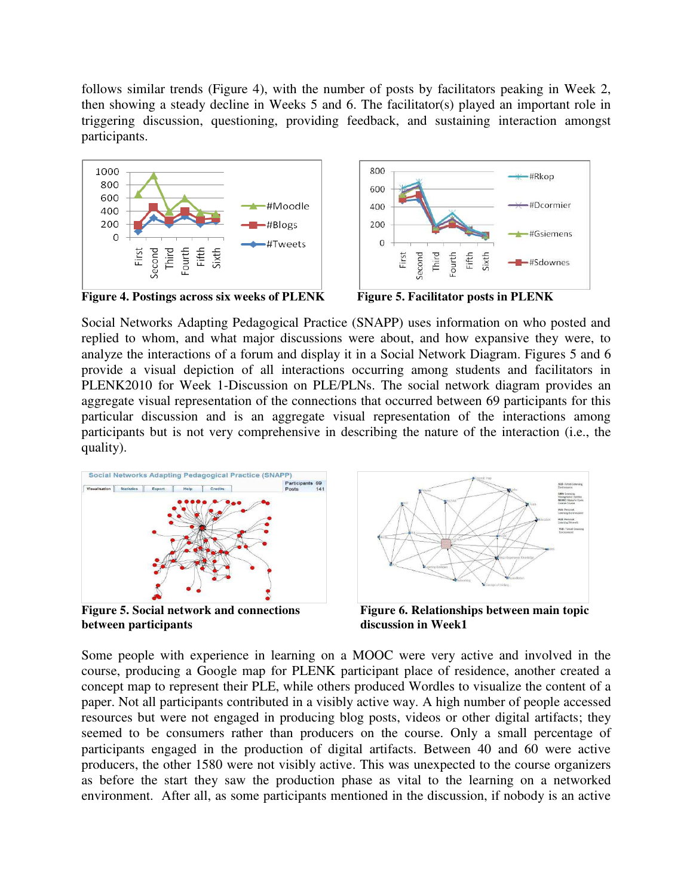follows similar trends (Figure 4), with the number of posts by facilitators peaking in Week 2, then showing a steady decline in Weeks 5 and 6. The facilitator(s) played an important role in triggering discussion, questioning, providing feedback, and sustaining interaction amongst participants.

**Figure 4. Postings across six weeks of PLENK**

**Figure 5. Facilitator posts in PLENK**

Social Networks Adapting Pedagogical Practice (SNAPP) uses information on who posted and replied to whom, and what major discussions were about, and how expansive they were, to analyze the interactions of a forum and display it in a Social Network Diagram. Figures 5 and 6 provide a visual depiction of all interactions occurring among students and facilitators in PLENK2010 for Week 1-Discussion on PLE/PLNs. The social network diagram provides an aggregate visual representation of the connections that occurred between 69 participants for this particular discussion and is an aggregate visual representation of the interactions among participants but is not very comprehensive in describing the nature of the interaction (i.e., the quality).

**Figure 5. Social network and connections between participants**

**Figure 6. Relationships between main topic discussion in Week1**

Some people with experience in learning on a MOOC were very active and involved in the course, producing a Google map for PLENK participant place of residence, another created a concept map to represent their PLE, while others produced Wordles to visualize the content of a paper. Not all participants contributed in a visibly active way. A high number of people accessed resources but were not engaged in producing blog posts, videos or other digital artifacts; they seemed to be consumers rather than producers on the course. Only a small percentage of participants engaged in the production of digital artifacts. Between 40 and 60 were active producers, the other 1580 were not visibly active. This was unexpected to the course organizers as before the start they saw the production phase as vital to the learning on a networked environment. After all, as some participants mentioned in the discussion, if nobody is an active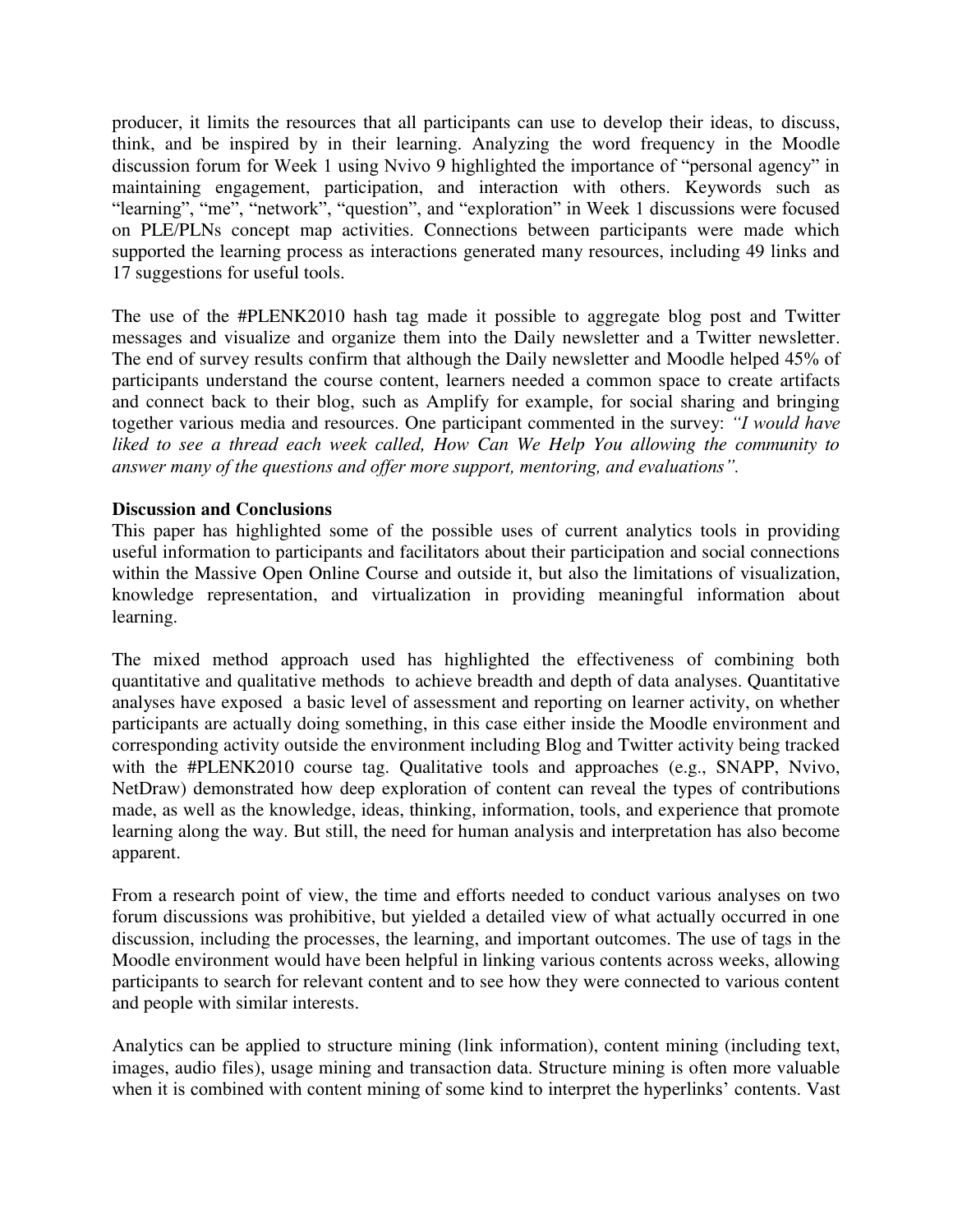producer, it limits the resources that all participants can use to develop their ideas, to discuss, think, and be inspired by in their learning. Analyzing the word frequency in the Moodle discussion forum for Week 1 using Nvivo 9 highlighted the importance of "personal agency" in maintaining engagement, participation, and interaction with others. Keywords such as "learning", "me", "network", "question", and "exploration" in Week 1 discussions were focused on PLE/PLNs concept map activities. Connections between participants were made which supported the learning process as interactions generated many resources, including 49 links and 17 suggestions for useful tools.

The use of the #PLENK2010 hash tag made it possible to aggregate blog post and Twitter messages and visualize and organize them into the Daily newsletter and a Twitter newsletter. The end of survey results confirm that although the Daily newsletter and Moodle helped 45% of participants understand the course content, learners needed a common space to create artifacts and connect back to their blog, such as Amplify for example, for social sharing and bringing together various media and resources. One participant commented in the survey: *"I would have liked to see a thread each week called, How Can We Help You allowing the community to answer many of the questions and offer more support, mentoring, and evaluations".*

**Discussion and Conclusions**

This paper has highlighted some of the possible uses of current analytics tools in providing useful information to participants and facilitators about their participation and social connections within the Massive Open Online Course and outside it, but also the limitations of visualization, knowledge representation, and virtualization in providing meaningful information about learning.

The mixed method approach used has highlighted the effectiveness of combining both quantitative and qualitative methods to achieve breadth and depth of data analyses. Quantitative analyses have exposed a basic level of assessment and reporting on learner activity, on whether participants are actually doing something, in this case either inside the Moodle environment and corresponding activity outside the environment including Blog and Twitter activity being tracked with the #PLENK2010 course tag. Qualitative tools and approaches (e.g., SNAPP, Nvivo, NetDraw) demonstrated how deep exploration of content can reveal the types of contributions made, as well as the knowledge, ideas, thinking, information, tools, and experience that promote learning along the way. But still, the need for human analysis and interpretation has also become apparent.

From a research point of view, the time and efforts needed to conduct various analyses on two forum discussions was prohibitive, but yielded a detailed view of what actually occurred in one discussion, including the processes, the learning, and important outcomes. The use of tags in the Moodle environment would have been helpful in linking various contents across weeks, allowing participants to search for relevant content and to see how they were connected to various content and people with similar interests.

Analytics can be applied to structure mining (link information), content mining (including text, images, audio files), usage mining and transaction data. Structure mining is often more valuable when it is combined with content mining of some kind to interpret the hyperlinks' contents. Vast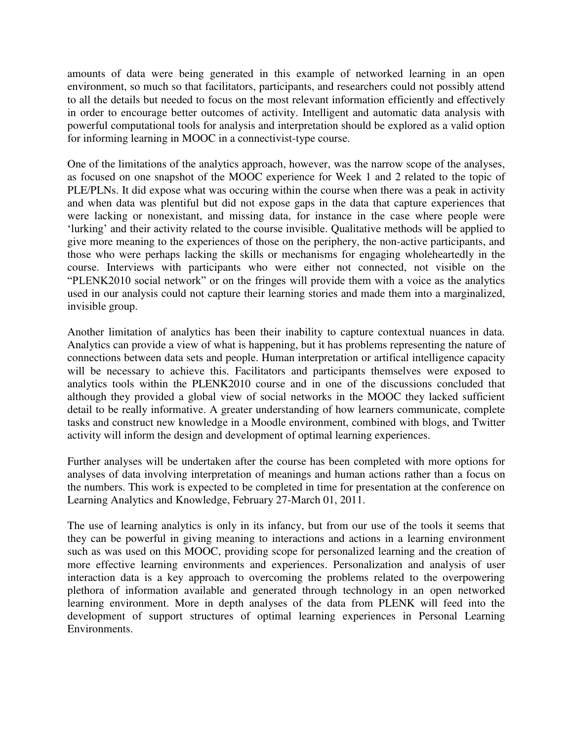amounts of data were being generated in this example of networked learning in an open environment, so much so that facilitators, participants, and researchers could not possibly attend to all the details but needed to focus on the most relevant information efficiently and effectively in order to encourage better outcomes of activity. Intelligent and automatic data analysis with powerful computational tools for analysis and interpretation should be explored as a valid option for informing learning in MOOC in a connectivist-type course.

One of the limitations of the analytics approach, however, was the narrow scope of the analyses, as focused on one snapshot of the MOOC experience for Week 1 and 2 related to the topic of PLE/PLNs. It did expose what was occuring within the course when there was a peak in activity and when data was plentiful but did not expose gaps in the data that capture experiences that were lacking or nonexistant, and missing data, for instance in the case where people were 'lurking' and their activity related to the course invisible. Qualitative methods will be applied to give more meaning to the experiences of those on the periphery, the non-active participants, and those who were perhaps lacking the skills or mechanisms for engaging wholeheartedly in the course. Interviews with participants who were either not connected, not visible on the "PLENK2010 social network" or on the fringes will provide them with a voice as the analytics used in our analysis could not capture their learning stories and made them into a marginalized, invisible group.

Another limitation of analytics has been their inability to capture contextual nuances in data. Analytics can provide a view of what is happening, but it has problems representing the nature of connections between data sets and people. Human interpretation or artifical intelligence capacity will be necessary to achieve this. Facilitators and participants themselves were exposed to analytics tools within the PLENK2010 course and in one of the discussions concluded that although they provided a global view of social networks in the MOOC they lacked sufficient detail to be really informative. A greater understanding of how learners communicate, complete tasks and construct new knowledge in a Moodle environment, combined with blogs, and Twitter activity will inform the design and development of optimal learning experiences.

Further analyses will be undertaken after the course has been completed with more options for analyses of data involving interpretation of meanings and human actions rather than a focus on the numbers. This work is expected to be completed in time for presentation at the conference on Learning Analytics and Knowledge, February 27-March 01, 2011.

The use of learning analytics is only in its infancy, but from our use of the tools it seems that they can be powerful in giving meaning to interactions and actions in a learning environment such as was used on this MOOC, providing scope for personalized learning and the creation of more effective learning environments and experiences. Personalization and analysis of user interaction data is a key approach to overcoming the problems related to the overpowering plethora of information available and generated through technology in an open networked learning environment. More in depth analyses of the data from PLENK will feed into the development of support structures of optimal learning experiences in Personal Learning Environments.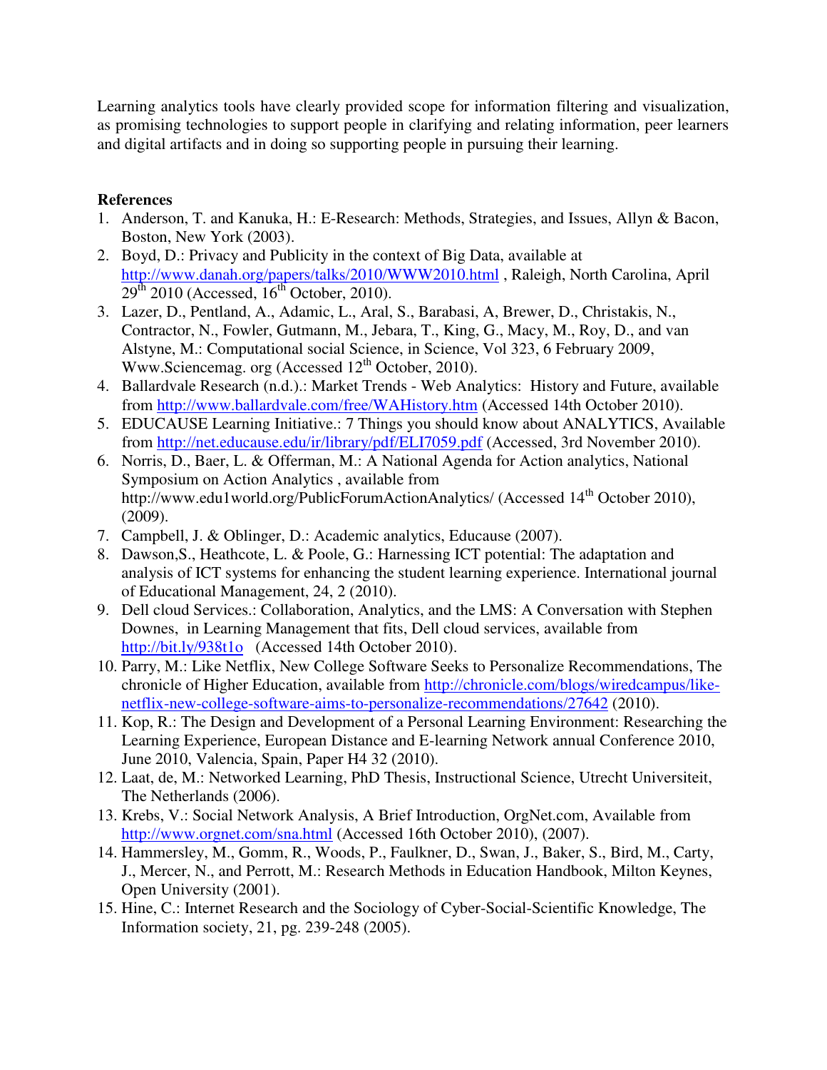Learning analytics tools have clearly provided scope for information filtering and visualization, as promising technologies to support people in clarifying and relating information, peer learners and digital artifacts and in doing so supporting people in pursuing their learning.

**References**

1. Anderson, T. and Kanuka, H.: E-Research: Methods, Strategies, and Issues, Allyn & Bacon, Boston, New York (2003).
2. Boyd, D.: Privacy and Publicity in the context of Big Data, available at http://www.danah.org/papers/talks/2010/WWW2010.html , Raleigh, North Carolina, April 29th 2010 (Accessed, 16th October, 2010).
3. Lazer, D., Pentland, A., Adamic, L., Aral, S., Barabasi, A, Brewer, D., Christakis, N., Contractor, N., Fowler, Gutmann, M., Jebara, T., King, G., Macy, M., Roy, D., and van Alstyne, M.: Computational social Science, in Science, Vol 323, 6 February 2009, Www.Sciencemag. org (Accessed 12th October, 2010).
4. Ballardvale Research (n.d.).: Market Trends - Web Analytics: History and Future, available from http://www.ballardvale.com/free/WAHistory.htm (Accessed 14th October 2010).
5. EDUCAUSE Learning Initiative.: 7 Things you should know about ANALYTICS, Available from http://net.educause.edu/ir/library/pdf/ELI7059.pdf (Accessed, 3rd November 2010).
6. Norris, D., Baer, L. & Offerman, M.: A National Agenda for Action analytics, National Symposium on Action Analytics , available from http://www.edu1world.org/PublicForumActionAnalytics/ (Accessed 14th October 2010), (2009).
7. Campbell, J. & Oblinger, D.: Academic analytics, Educause (2007).
8. Dawson,S., Heathcote, L. & Poole, G.: Harnessing ICT potential: The adaptation and analysis of ICT systems for enhancing the student learning experience. International journal of Educational Management, 24, 2 (2010).
9. Dell cloud Services.: Collaboration, Analytics, and the LMS: A Conversation with Stephen Downes, in Learning Management that fits, Dell cloud services, available from http://bit.ly/938t1o (Accessed 14th October 2010).
10. Parry, M.: Like Netflix, New College Software Seeks to Personalize Recommendations, The chronicle of Higher Education, available from http://chronicle.com/blogs/wiredcampus/like-netflix-new-college-software-aims-to-personalize-recommendations/27642 (2010).
11. Kop, R.: The Design and Development of a Personal Learning Environment: Researching the Learning Experience, European Distance and E-learning Network annual Conference 2010, June 2010, Valencia, Spain, Paper H4 32 (2010).
12. Laat, de, M.: Networked Learning, PhD Thesis, Instructional Science, Utrecht Universiteit, The Netherlands (2006).
13. Krebs, V.: Social Network Analysis, A Brief Introduction, OrgNet.com, Available from http://www.orgnet.com/sna.html (Accessed 16th October 2010), (2007).
14. Hammersley, M., Gomm, R., Woods, P., Faulkner, D., Swan, J., Baker, S., Bird, M., Carty, J., Mercer, N., and Perrott, M.: Research Methods in Education Handbook, Milton Keynes, Open University (2001).
15. Hine, C.: Internet Research and the Sociology of Cyber-Social-Scientific Knowledge, The Information society, 21, pg. 239-248 (2005).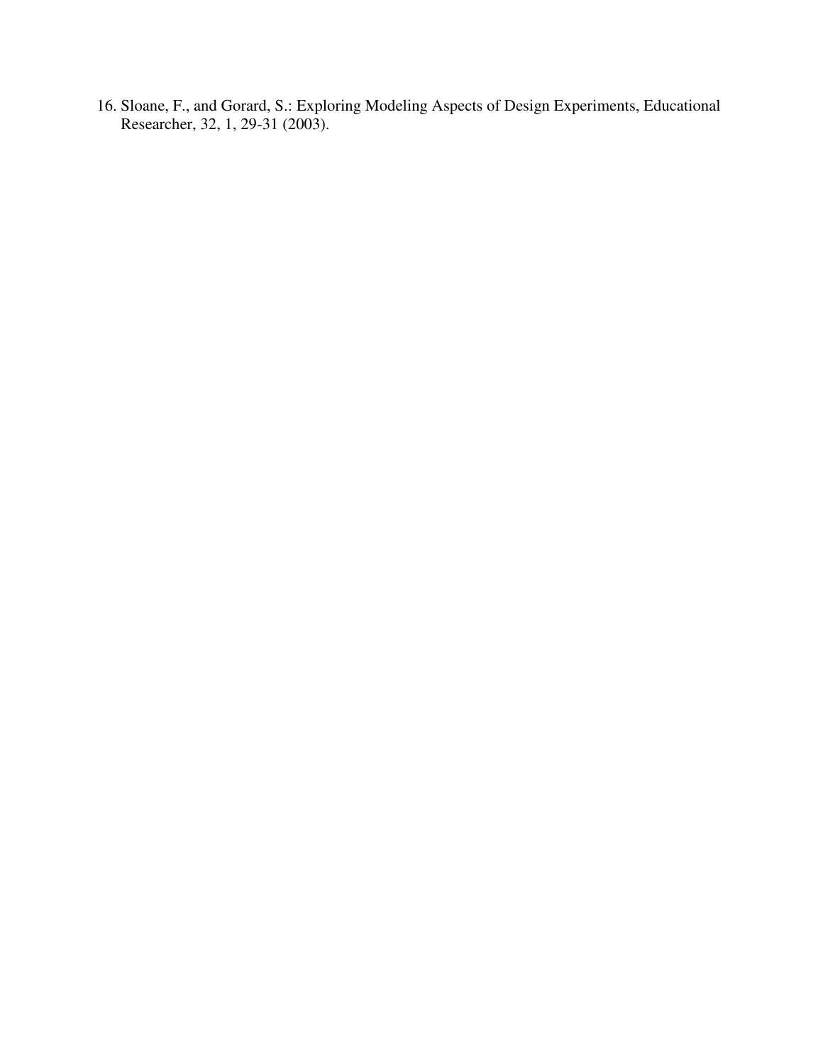16. Sloane, F., and Gorard, S.: Exploring Modeling Aspects of Design Experiments, Educational Researcher, 32, 1, 29-31 (2003).